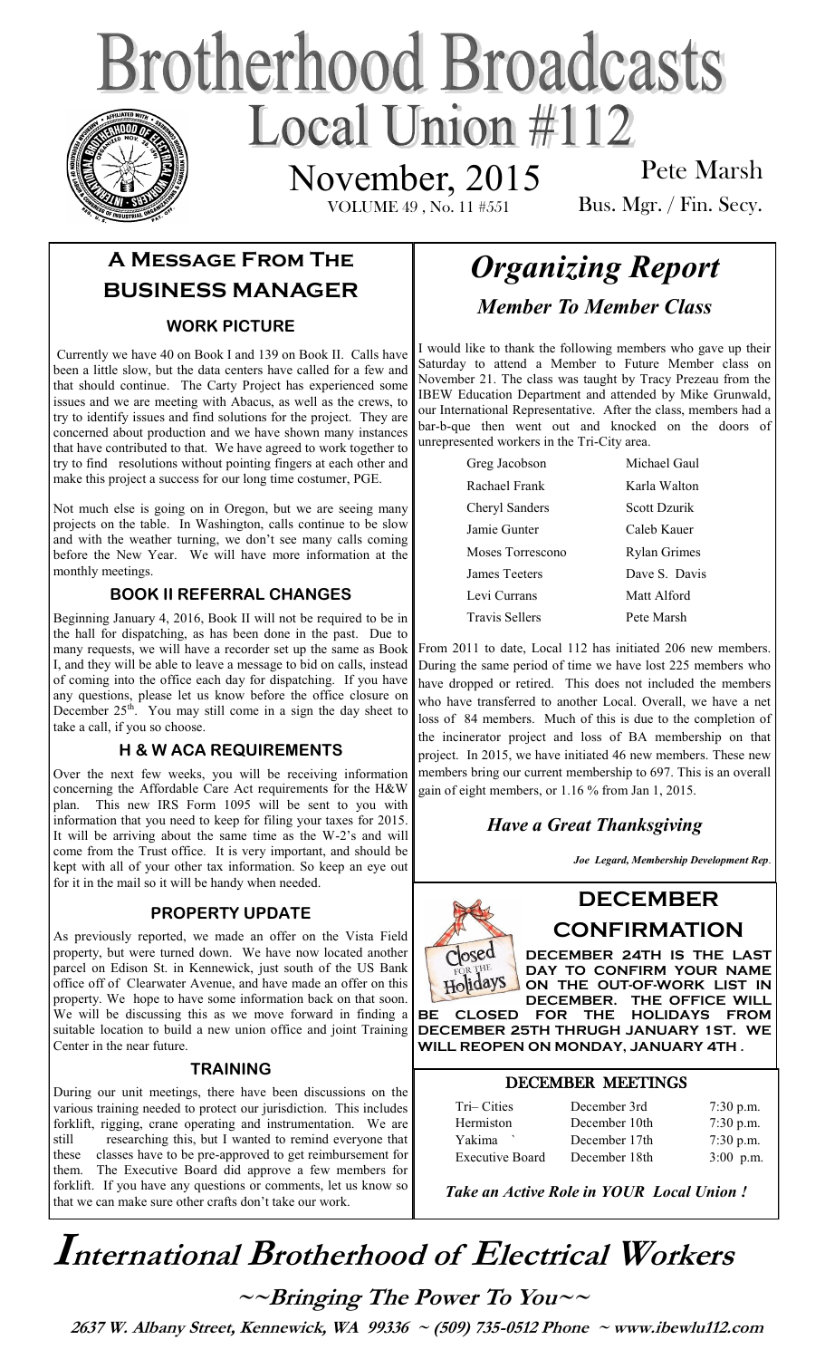# Brotherhood Broadcasts

## Local Union #112

November, 2015

VOLUME 49 , No. 11 #551

Pete Marsh

Bus. Mgr. / Fin. Secy.

## A Message From The Business Manager

### WORK PICTURE

Currently we have 40 on Book I and 139 on Book II. Calls have been a little slow, but the data centers have called for a few and that should continue. The Carty Project has experienced some issues and we are meeting with Abacus, as well as the crews, to try to identify issues and find solutions for the project. They are concerned about production and we have shown many instances that have contributed to that. We have agreed to work together to try to find resolutions without pointing fingers at each other and make this project a success for our long time costumer, PGE.

Not much else is going on in Oregon, but we are seeing many projects on the table. In Washington, calls continue to be slow and with the weather turning, we don't see many calls coming before the New Year. We will have more information at the monthly meetings.

### BOOK II REFERRAL CHANGES

Beginning January 4, 2016, Book II will not be required to be in the hall for dispatching, as has been done in the past. Due to many requests, we will have a recorder set up the same as Book I, and they will be able to leave a message to bid on calls, instead of coming into the office each day for dispatching. If you have any questions, please let us know before the office closure on December 25th. You may still come in a sign the day sheet to take a call, if you so choose.

### H & W ACA REQUIREMENTS

Over the next few weeks, you will be receiving information concerning the Affordable Care Act requirements for the H&W plan. This new IRS Form 1095 will be sent to you with information that you need to keep for filing your taxes for 2015. It will be arriving about the same time as the W-2's and will come from the Trust office. It is very important, and should be kept with all of your other tax information. So keep an eye out for it in the mail so it will be handy when needed.

### PROPERTY UPDATE

As previously reported, we made an offer on the Vista Field property, but were turned down. We have now located another parcel on Edison St. in Kennewick, just south of the US Bank office off of Clearwater Avenue, and have made an offer on this property. We hope to have some information back on that soon. We will be discussing this as we move forward in finding a suitable location to build a new union office and joint Training Center in the near future.

### TRAINING

During our unit meetings, there have been discussions on the various training needed to protect our jurisdiction. This includes forklift, rigging, crane operating and instrumentation. We are still researching this, but I wanted to remind everyone that these classes have to be pre-approved to get reimbursement for them. The Executive Board did approve a few members for forklift. If you have any questions or comments, let us know so that we can make sure other crafts don't take our work.

## *Organizing Report*

### *Member To Member Class*

I would like to thank the following members who gave up their Saturday to attend a Member to Future Member class on November 21. The class was taught by Tracy Prezeau from the IBEW Education Department and attended by Mike Grunwald, our International Representative. After the class, members had a bar-b-que then went out and knocked on the doors of unrepresented workers in the Tri-City area.

| | |
|---|---|
| Greg Jacobson | Michael Gaul |
| Rachael Frank | Karla Walton |
| Cheryl Sanders | Scott Dzurik |
| Jamie Gunter | Caleb Kauer |
| Moses Torrescono | Rylan Grimes |
| James Teeters | Dave S. Davis |
| Levi Currans | Matt Alford |
| Travis Sellers | Pete Marsh |

From 2011 to date, Local 112 has initiated 206 new members. During the same period of time we have lost 225 members who have dropped or retired. This does not included the members who have transferred to another Local. Overall, we have a net loss of 84 members. Much of this is due to the completion of the incinerator project and loss of BA membership on that project. In 2015, we have initiated 46 new members. These new members bring our current membership to 697. This is an overall gain of eight members, or 1.16 % from Jan 1, 2015.

### *Have a Great Thanksgiving*

*Joe Legard, Membership Development Rep*.

## DECEMBER CONFIRMATION

Closed FOR THE Holidays

**DECEMBER 24TH IS THE LAST DAY TO CONFIRM YOUR NAME ON THE OUT-OF-WORK LIST IN DECEMBER. THE OFFICE WILL BE CLOSED FOR THE HOLIDAYS FROM DECEMBER 25TH THRUGH JANUARY 1ST. WE WILL REOPEN ON MONDAY, JANUARY 4TH .**

### DECEMBER MEETINGS

| | | |
|---|---|---|
| Tri– Cities | December 3rd | 7:30 p.m. |
| Hermiston | December 10th | 7:30 p.m. |
| Yakima | December 17th | 7:30 p.m. |
| Executive Board | December 18th | 3:00 p.m. |

*Take an Active Role in YOUR Local Union !*

# International Brotherhood of Electrical Workers

**~~Bringing The Power To You~~**

**2637 W. Albany Street, Kennewick, WA 99336 ~ (509) 735-0512 Phone ~ www.ibewlu112.com**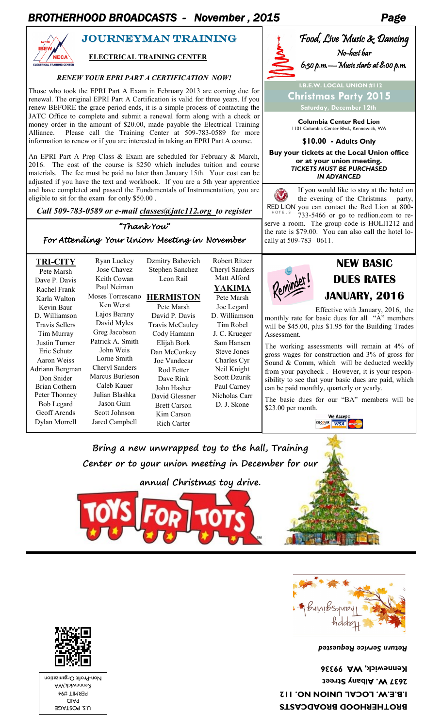## JOURNEYMAN TRAINING

### ELECTRICAL TRAINING CENTER

***RENEW YOUR EPRI PART A CERTIFICATION NOW!***

Those who took the EPRI Part A Exam in February 2013 are coming due for renewal. The original EPRI Part A Certification is valid for three years. If you renew BEFORE the grace period ends, it is a simple process of contacting the JATC Office to complete and submit a renewal form along with a check or money order in the amount of $20.00, made payable the Electrical Training Alliance. Please call the Training Center at 509-783-0589 for more information to renew or if you are interested in taking an EPRI Part A course.

An EPRI Part A Prep Class & Exam are scheduled for February & March, 2016. The cost of the course is $250 which includes tuition and course materials. The fee must be paid no later than January 15th. Your cost can be adjusted if you have the text and workbook. If you are a 5th year apprentice and have completed and passed the Fundamentals of Instrumentation, you are eligible to sit for the exam for only $50.00 .

***Call 509-783-0589 or e-mail classes@jatc112.org to register***

*"Thank You"*

*For Attending Your Union Meeting in November*

**TRI-CITY**

Pete Marsh
Dave P. Davis
Rachel Frank
Karla Walton
Kevin Baur
D. Williamson
Travis Sellers
Tim Murray
Justin Turner
Eric Schutz
Aaron Weiss
Adriann Bergman
Don Snider
Brian Cothern
Peter Thonney
Bob Legard
Geoff Arends
Dylan Morrell
Ryan Luckey
Jose Chavez
Keith Cowan
Paul Neiman
Moses Torrescano
Ken Werst
Lajos Barany
David Myles
Greg Jacobson
Patrick A. Smith
John Weis
Lorne Smith
Cheryl Sanders
Marcus Burleson
Caleb Kauer
Julian Blashka
Jason Guin
Scott Johnson
Jared Campbell
Dzmitry Bahovich
Stephen Sanchez
Leon Rail

**HERMISTON**

Pete Marsh
David P. Davis
Travis McCauley
Cody Hamann
Elijah Bork
Dan McConkey
Joe Vandecar
Rod Fetter
Dave Rink
John Hasher
David Glessner
Brett Carson
Kim Carson
Rich Carter
Robert Ritzer
Cheryl Sanders
Matt Alford

**YAKIMA**

Pete Marsh
Joe Legard
D. Williamson
Tim Robel
J. C. Krueger
Sam Hansen
Steve Jones
Charles Cyr
Neil Knight
Scott Dzurik
Paul Carney
Nicholas Carr
D. J. Skone

*Food, Live Music & Dancing*

*No-host bar*

*6:30 p.m.— Music starts at 8:00 p.m.*

I.B.E.W. LOCAL UNION #112

## Christmas Party 2015

Saturday, December 12th

**Columbia Center Red Lion**
1101 Columbia Center Blvd., Kennewick, WA

**$10.00 - Adults Only**

**Buy your tickets at the Local Union office or at your union meeting.**
***TICKETS MUST BE PURCHASED IN ADVANCED***

If you would like to stay at the hotel on the evening of the Christmas party, you can contact the Red Lion at 800-733-5466 or go to redlion.com to reserve a room. The group code is HOLI1212 and the rate is $79.00. You can also call the hotel locally at 509-783– 0611.

## NEW BASIC DUES RATES JANUARY, 2016

Effective with January, 2016, the monthly rate for basic dues for all "A" members will be $45.00, plus $1.95 for the Building Trades Assessment.

The working assessments will remain at 4% of gross wages for construction and 3% of gross for Sound & Comm, which will be deducted weekly from your paycheck . However, it is your responsibility to see that your basic dues are paid, which can be paid monthly, quarterly or yearly.

The basic dues for our "BA" members will be $23.00 per month.

We Accept:

**Bring a new unwrapped toy to the hall, Training Center or to your union meeting in December for our annual Christmas toy drive.**

TOYS FOR TOTS

**BROTHERHOOD BROADCASTS**
**I.B.E.W. LOCAL UNION NO. 112**
**2637 W. Albany Street**
**Kennewick, WA 99336**

***Return Service Requested***

Happy Thanksgiving

U.S. POSTAGE
PAID
PERMIT #94
Kennewick,WA
Non-Profit Organization